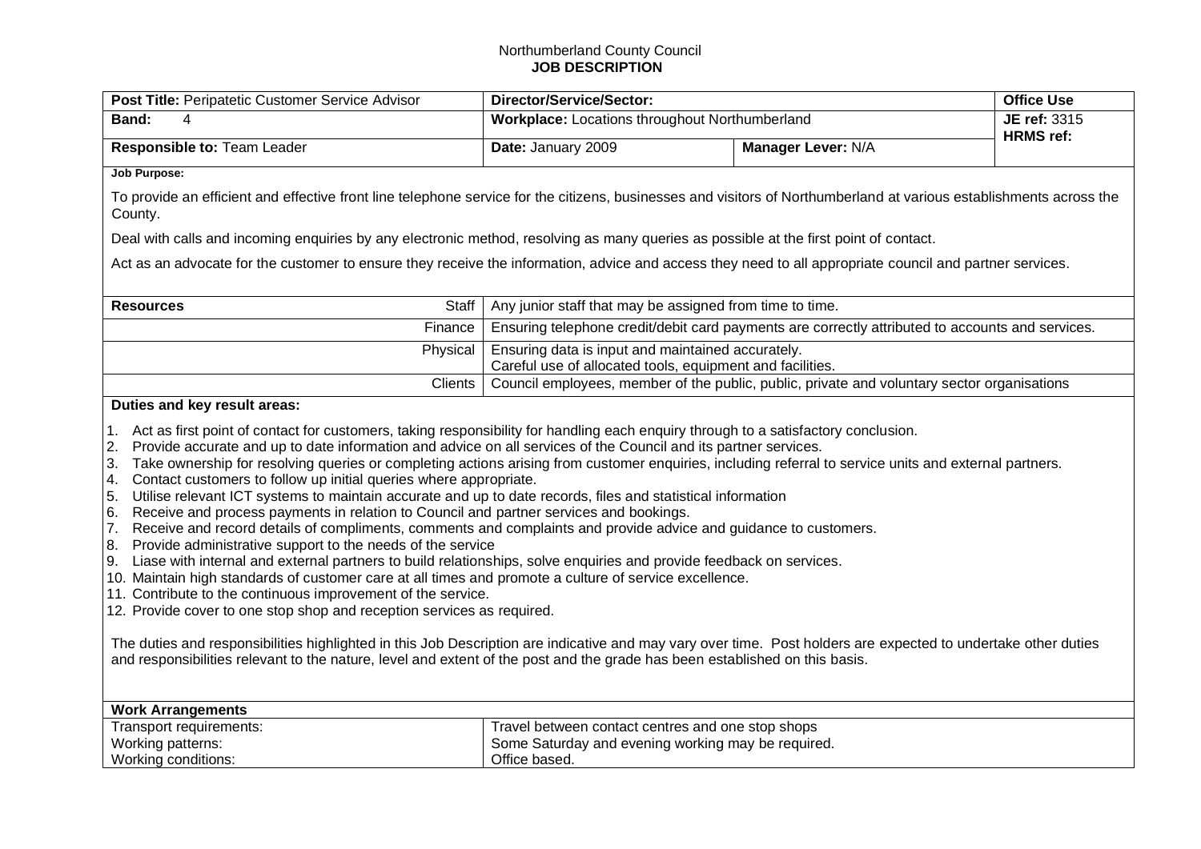Northumberland County Council
**JOB DESCRIPTION**

| **Post Title:** Peripatetic Customer Service Advisor | **Director/Service/Sector:** | | **Office Use** |
|---|---|---|---|
| **Band:** 4 | **Workplace:** Locations throughout Northumberland | | **JE ref:** 3315<br>**HRMS ref:** |
| **Responsible to:** Team Leader | **Date:** January 2009 | **Manager Lever:** N/A | |

**Job Purpose:**

To provide an efficient and effective front line telephone service for the citizens, businesses and visitors of Northumberland at various establishments across the County.

Deal with calls and incoming enquiries by any electronic method, resolving as many queries as possible at the first point of contact.

Act as an advocate for the customer to ensure they receive the information, advice and access they need to all appropriate council and partner services.

| **Resources** | | |
|---|---|---|
| | Staff | Any junior staff that may be assigned from time to time. |
| | Finance | Ensuring telephone credit/debit card payments are correctly attributed to accounts and services. |
| | Physical | Ensuring data is input and maintained accurately.<br>Careful use of allocated tools, equipment and facilities. |
| | Clients | Council employees, member of the public, public, private and voluntary sector organisations |

**Duties and key result areas:**

1. Act as first point of contact for customers, taking responsibility for handling each enquiry through to a satisfactory conclusion.
2. Provide accurate and up to date information and advice on all services of the Council and its partner services.
3. Take ownership for resolving queries or completing actions arising from customer enquiries, including referral to service units and external partners.
4. Contact customers to follow up initial queries where appropriate.
5. Utilise relevant ICT systems to maintain accurate and up to date records, files and statistical information
6. Receive and process payments in relation to Council and partner services and bookings.
7. Receive and record details of compliments, comments and complaints and provide advice and guidance to customers.
8. Provide administrative support to the needs of the service
9. Liase with internal and external partners to build relationships, solve enquiries and provide feedback on services.
10. Maintain high standards of customer care at all times and promote a culture of service excellence.
11. Contribute to the continuous improvement of the service.
12. Provide cover to one stop shop and reception services as required.

The duties and responsibilities highlighted in this Job Description are indicative and may vary over time. Post holders are expected to undertake other duties and responsibilities relevant to the nature, level and extent of the post and the grade has been established on this basis.

| **Work Arrangements** | |
|---|---|
| Transport requirements: | Travel between contact centres and one stop shops |
| Working patterns: | Some Saturday and evening working may be required. |
| Working conditions: | Office based. |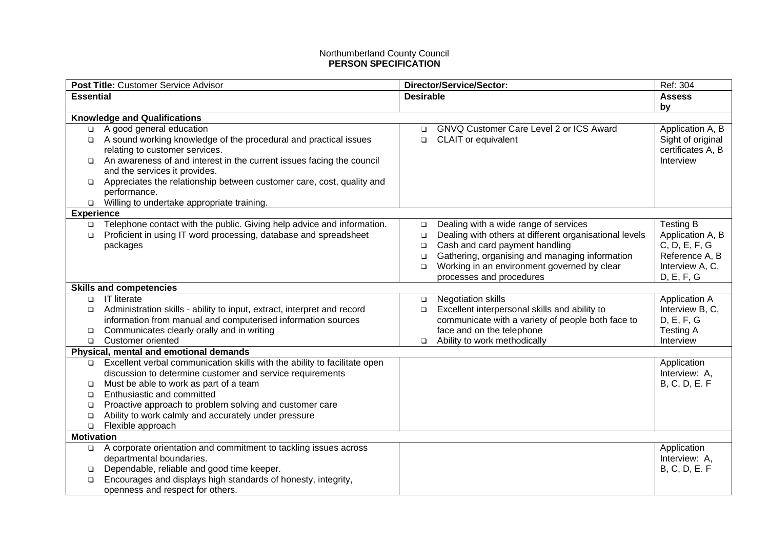Northumberland County Council
**PERSON SPECIFICATION**

| **Post Title:** Customer Service Advisor | **Director/Service/Sector:** | Ref: 304 |
|---|---|---|
| **Essential** | **Desirable** | **Assess by** |
| **Knowledge and Qualifications** | | |
| ❑ A good general education<br>❑ A sound working knowledge of the procedural and practical issues relating to customer services.<br>❑ An awareness of and interest in the current issues facing the council and the services it provides.<br>❑ Appreciates the relationship between customer care, cost, quality and performance.<br>❑ Willing to undertake appropriate training. | ❑ GNVQ Customer Care Level 2 or ICS Award<br>❑ CLAIT or equivalent | Application A, B<br>Sight of original certificates A, B<br>Interview |
| **Experience** | | |
| ❑ Telephone contact with the public. Giving help advice and information.<br>❑ Proficient in using IT word processing, database and spreadsheet packages | ❑ Dealing with a wide range of services<br>❑ Dealing with others at different organisational levels<br>❑ Cash and card payment handling<br>❑ Gathering, organising and managing information<br>❑ Working in an environment governed by clear processes and procedures | Testing B<br>Application A, B C, D, E, F, G<br>Reference A, B<br>Interview A, C, D, E, F, G |
| **Skills and competencies** | | |
| ❑ IT literate<br>❑ Administration skills - ability to input, extract, interpret and record information from manual and computerised information sources<br>❑ Communicates clearly orally and in writing<br>❑ Customer oriented | ❑ Negotiation skills<br>❑ Excellent interpersonal skills and ability to communicate with a variety of people both face to face and on the telephone<br>❑ Ability to work methodically | Application A<br>Interview B, C, D, E, F, G<br>Testing A<br>Interview |
| **Physical, mental and emotional demands** | | |
| ❑ Excellent verbal communication skills with the ability to facilitate open discussion to determine customer and service requirements<br>❑ Must be able to work as part of a team<br>❑ Enthusiastic and committed<br>❑ Proactive approach to problem solving and customer care<br>❑ Ability to work calmly and accurately under pressure<br>❑ Flexible approach | | Application<br>Interview: A, B, C, D, E. F |
| **Motivation** | | |
| ❑ A corporate orientation and commitment to tackling issues across departmental boundaries.<br>❑ Dependable, reliable and good time keeper.<br>❑ Encourages and displays high standards of honesty, integrity, openness and respect for others. | | Application<br>Interview: A, B, C, D, E. F |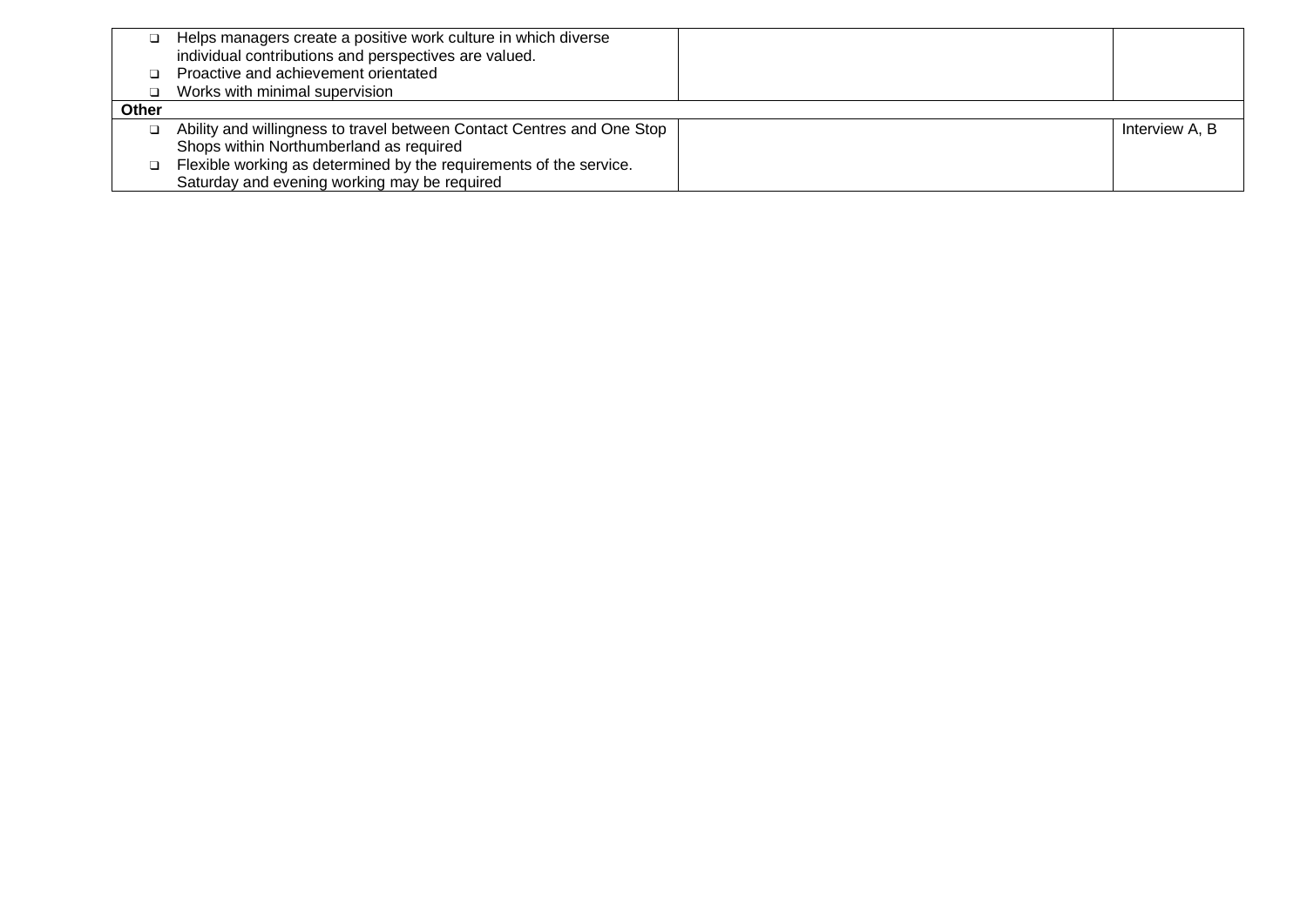| | | |
|---|---|---|
| ❑ Helps managers create a positive work culture in which diverse individual contributions and perspectives are valued.<br>❑ Proactive and achievement orientated<br>❑ Works with minimal supervision | | |
| **Other** | | |
| ❑ Ability and willingness to travel between Contact Centres and One Stop Shops within Northumberland as required<br>❑ Flexible working as determined by the requirements of the service. Saturday and evening working may be required | | Interview A, B |